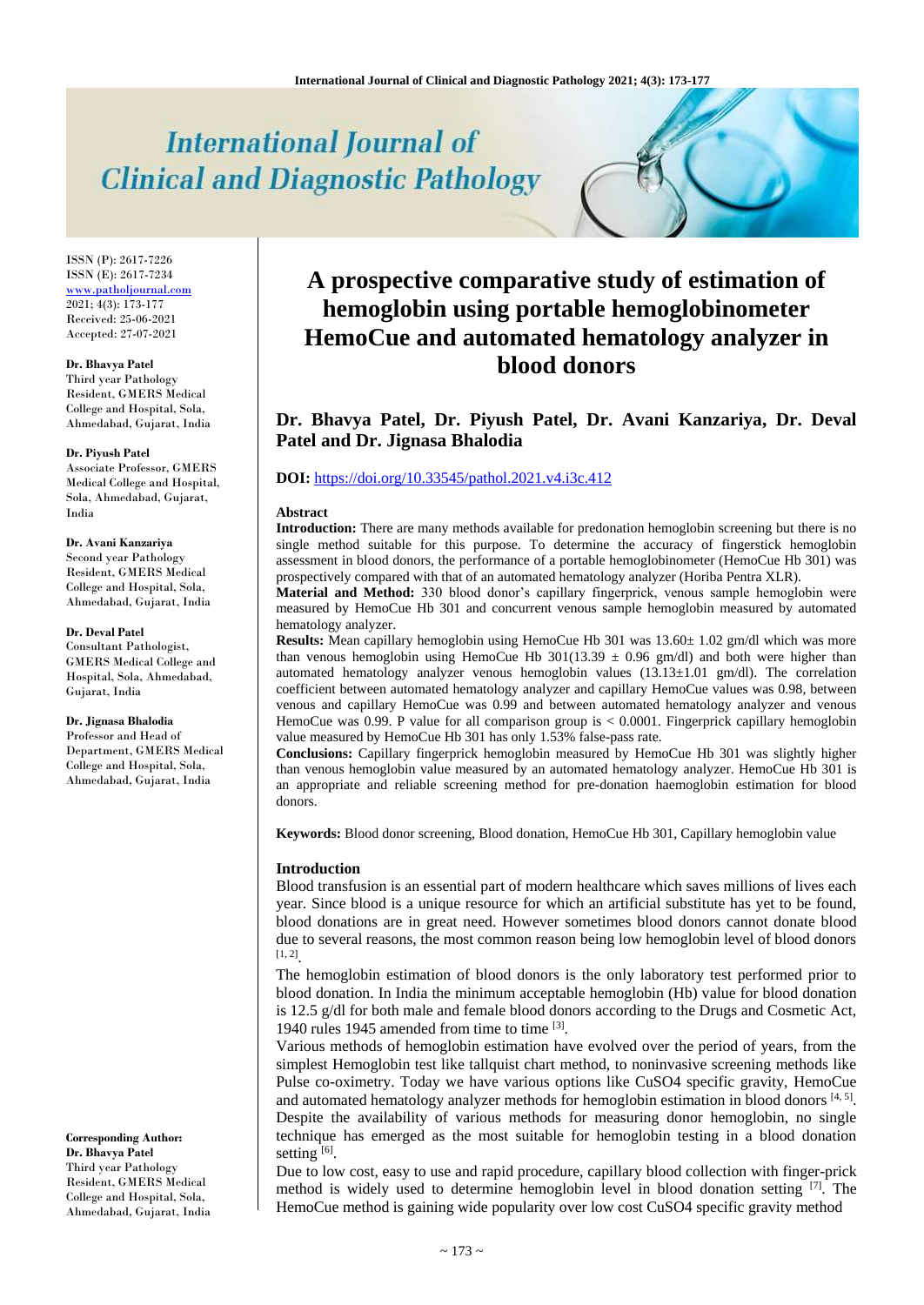# International Journal of Clinical and Diagnostic Pathology

ISSN (P): 2617-7226
ISSN (E): 2617-7234
www.patholjournal.com
2021; 4(3): 173-177
Received: 25-06-2021
Accepted: 27-07-2021

**Dr. Bhavya Patel**
Third year Pathology Resident, GMERS Medical College and Hospital, Sola, Ahmedabad, Gujarat, India

**Dr. Piyush Patel**
Associate Professor, GMERS Medical College and Hospital, Sola, Ahmedabad, Gujarat, India

**Dr. Avani Kanzariya**
Second year Pathology Resident, GMERS Medical College and Hospital, Sola, Ahmedabad, Gujarat, India

**Dr. Deval Patel**
Consultant Pathologist, GMERS Medical College and Hospital, Sola, Ahmedabad, Gujarat, India

**Dr. Jignasa Bhalodia**
Professor and Head of Department, GMERS Medical College and Hospital, Sola, Ahmedabad, Gujarat, India

**Corresponding Author:**
**Dr. Bhavya Patel**
Third year Pathology Resident, GMERS Medical College and Hospital, Sola, Ahmedabad, Gujarat, India

# A prospective comparative study of estimation of hemoglobin using portable hemoglobinometer HemoCue and automated hematology analyzer in blood donors

**Dr. Bhavya Patel, Dr. Piyush Patel, Dr. Avani Kanzariya, Dr. Deval Patel and Dr. Jignasa Bhalodia**

**DOI:** https://doi.org/10.33545/pathol.2021.v4.i3c.412

## Abstract

**Introduction:** There are many methods available for predonation hemoglobin screening but there is no single method suitable for this purpose. To determine the accuracy of fingerstick hemoglobin assessment in blood donors, the performance of a portable hemoglobinometer (HemoCue Hb 301) was prospectively compared with that of an automated hematology analyzer (Horiba Pentra XLR).

**Material and Method:** 330 blood donor's capillary fingerprick, venous sample hemoglobin were measured by HemoCue Hb 301 and concurrent venous sample hemoglobin measured by automated hematology analyzer.

**Results:** Mean capillary hemoglobin using HemoCue Hb 301 was 13.60± 1.02 gm/dl which was more than venous hemoglobin using HemoCue Hb 301(13.39 ± 0.96 gm/dl) and both were higher than automated hematology analyzer venous hemoglobin values (13.13±1.01 gm/dl). The correlation coefficient between automated hematology analyzer and capillary HemoCue values was 0.98, between venous and capillary HemoCue was 0.99 and between automated hematology analyzer and venous HemoCue was 0.99. P value for all comparison group is $< 0.0001$. Fingerprick capillary hemoglobin value measured by HemoCue Hb 301 has only 1.53% false-pass rate.

**Conclusions:** Capillary fingerprick hemoglobin measured by HemoCue Hb 301 was slightly higher than venous hemoglobin value measured by an automated hematology analyzer. HemoCue Hb 301 is an appropriate and reliable screening method for pre-donation haemoglobin estimation for blood donors.

**Keywords:** Blood donor screening, Blood donation, HemoCue Hb 301, Capillary hemoglobin value

## Introduction

Blood transfusion is an essential part of modern healthcare which saves millions of lives each year. Since blood is a unique resource for which an artificial substitute has yet to be found, blood donations are in great need. However sometimes blood donors cannot donate blood due to several reasons, the most common reason being low hemoglobin level of blood donors [1, 2].

The hemoglobin estimation of blood donors is the only laboratory test performed prior to blood donation. In India the minimum acceptable hemoglobin (Hb) value for blood donation is 12.5 g/dl for both male and female blood donors according to the Drugs and Cosmetic Act, 1940 rules 1945 amended from time to time [3].

Various methods of hemoglobin estimation have evolved over the period of years, from the simplest Hemoglobin test like tallquist chart method, to noninvasive screening methods like Pulse co-oximetry. Today we have various options like $CuSO_4$ specific gravity, HemoCue and automated hematology analyzer methods for hemoglobin estimation in blood donors [4, 5]. Despite the availability of various methods for measuring donor hemoglobin, no single technique has emerged as the most suitable for hemoglobin testing in a blood donation setting [6].

Due to low cost, easy to use and rapid procedure, capillary blood collection with finger-prick method is widely used to determine hemoglobin level in blood donation setting [7]. The HemoCue method is gaining wide popularity over low cost $CuSO_4$ specific gravity method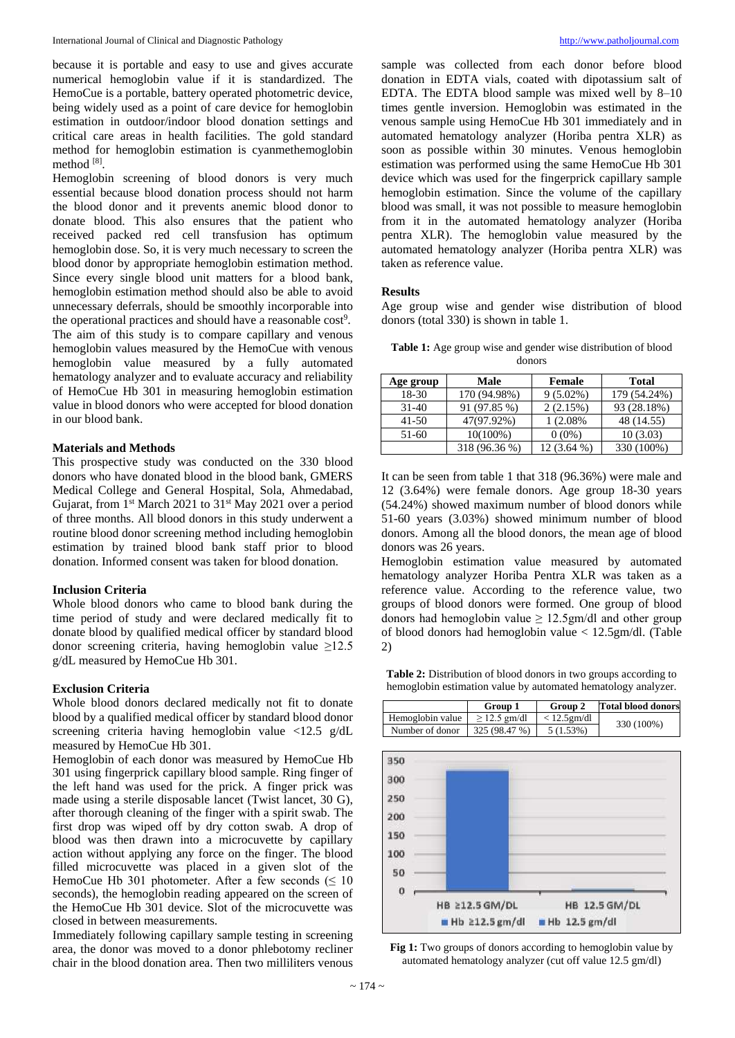because it is portable and easy to use and gives accurate numerical hemoglobin value if it is standardized. The HemoCue is a portable, battery operated photometric device, being widely used as a point of care device for hemoglobin estimation in outdoor/indoor blood donation settings and critical care areas in health facilities. The gold standard method for hemoglobin estimation is cyanmethemoglobin method [8].

Hemoglobin screening of blood donors is very much essential because blood donation process should not harm the blood donor and it prevents anemic blood donor to donate blood. This also ensures that the patient who received packed red cell transfusion has optimum hemoglobin dose. So, it is very much necessary to screen the blood donor by appropriate hemoglobin estimation method. Since every single blood unit matters for a blood bank, hemoglobin estimation method should also be able to avoid unnecessary deferrals, should be smoothly incorporable into the operational practices and should have a reasonable cost[9].

The aim of this study is to compare capillary and venous hemoglobin values measured by the HemoCue with venous hemoglobin value measured by a fully automated hematology analyzer and to evaluate accuracy and reliability of HemoCue Hb 301 in measuring hemoglobin estimation value in blood donors who were accepted for blood donation in our blood bank.

## Materials and Methods

This prospective study was conducted on the 330 blood donors who have donated blood in the blood bank, GMERS Medical College and General Hospital, Sola, Ahmedabad, Gujarat, from 1st March 2021 to 31st May 2021 over a period of three months. All blood donors in this study underwent a routine blood donor screening method including hemoglobin estimation by trained blood bank staff prior to blood donation. Informed consent was taken for blood donation.

### Inclusion Criteria

Whole blood donors who came to blood bank during the time period of study and were declared medically fit to donate blood by qualified medical officer by standard blood donor screening criteria, having hemoglobin value ≥12.5 g/dL measured by HemoCue Hb 301.

### Exclusion Criteria

Whole blood donors declared medically not fit to donate blood by a qualified medical officer by standard blood donor screening criteria having hemoglobin value <12.5 g/dL measured by HemoCue Hb 301.

Hemoglobin of each donor was measured by HemoCue Hb 301 using fingerprick capillary blood sample. Ring finger of the left hand was used for the prick. A finger prick was made using a sterile disposable lancet (Twist lancet, 30 G), after thorough cleaning of the finger with a spirit swab. The first drop was wiped off by dry cotton swab. A drop of blood was then drawn into a microcuvette by capillary action without applying any force on the finger. The blood filled microcuvette was placed in a given slot of the HemoCue Hb 301 photometer. After a few seconds (≤ 10 seconds), the hemoglobin reading appeared on the screen of the HemoCue Hb 301 device. Slot of the microcuvette was closed in between measurements.

Immediately following capillary sample testing in screening area, the donor was moved to a donor phlebotomy recliner chair in the blood donation area. Then two milliliters venous sample was collected from each donor before blood donation in EDTA vials, coated with dipotassium salt of EDTA. The EDTA blood sample was mixed well by 8–10 times gentle inversion. Hemoglobin was estimated in the venous sample using HemoCue Hb 301 immediately and in automated hematology analyzer (Horiba pentra XLR) as soon as possible within 30 minutes. Venous hemoglobin estimation was performed using the same HemoCue Hb 301 device which was used for the fingerprick capillary sample hemoglobin estimation. Since the volume of the capillary blood was small, it was not possible to measure hemoglobin from it in the automated hematology analyzer (Horiba pentra XLR). The hemoglobin value measured by the automated hematology analyzer (Horiba pentra XLR) was taken as reference value.

## Results

Age group wise and gender wise distribution of blood donors (total 330) is shown in table 1.

**Table 1:** Age group wise and gender wise distribution of blood donors

| Age group | Male | Female | Total |
|---|---|---|---|
| 18-30 | 170 (94.98%) | 9 (5.02%) | 179 (54.24%) |
| 31-40 | 91 (97.85 %) | 2 (2.15%) | 93 (28.18%) |
| 41-50 | 47(97.92%) | 1 (2.08% | 48 (14.55) |
| 51-60 | 10(100%) | 0 (0%) | 10 (3.03) |
| | 318 (96.36 %) | 12 (3.64 %) | 330 (100%) |

It can be seen from table 1 that 318 (96.36%) were male and 12 (3.64%) were female donors. Age group 18-30 years (54.24%) showed maximum number of blood donors while 51-60 years (3.03%) showed minimum number of blood donors. Among all the blood donors, the mean age of blood donors was 26 years.

Hemoglobin estimation value measured by automated hematology analyzer Horiba Pentra XLR was taken as a reference value. According to the reference value, two groups of blood donors were formed. One group of blood donors had hemoglobin value ≥ 12.5gm/dl and other group of blood donors had hemoglobin value < 12.5gm/dl. (Table 2)

**Table 2:** Distribution of blood donors in two groups according to hemoglobin estimation value by automated hematology analyzer.

| | Group 1 | Group 2 | Total blood donors |
|---|---|---|---|
| Hemoglobin value | ≥ 12.5 gm/dl | < 12.5gm/dl | 330 (100%) |
| Number of donor | 325 (98.47 %) | 5 (1.53%) | |

**Fig 1:** Two groups of donors according to hemoglobin value by automated hematology analyzer (cut off value 12.5 gm/dl)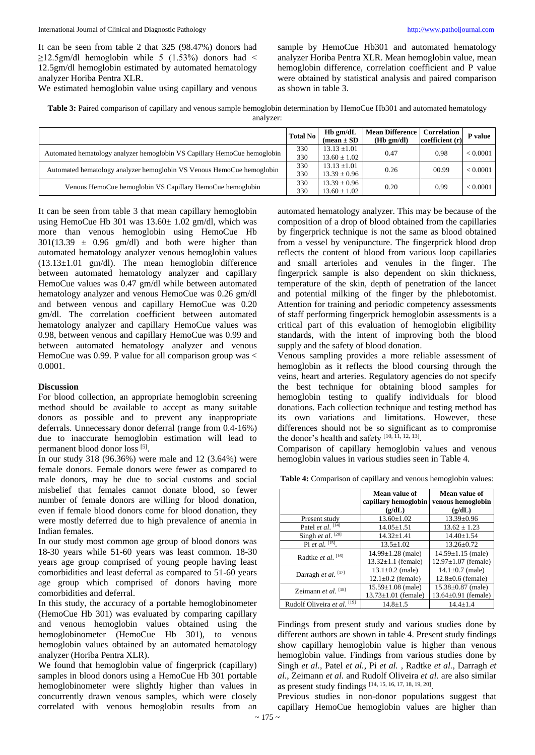It can be seen from table 2 that 325 (98.47%) donors had ≥12.5gm/dl hemoglobin while 5 (1.53%) donors had < 12.5gm/dl hemoglobin estimated by automated hematology analyzer Horiba Pentra XLR.

We estimated hemoglobin value using capillary and venous sample by HemoCue Hb301 and automated hematology analyzer Horiba Pentra XLR. Mean hemoglobin value, mean hemoglobin difference, correlation coefficient and P value were obtained by statistical analysis and paired comparison as shown in table 3.

**Table 3:** Paired comparison of capillary and venous sample hemoglobin determination by HemoCue Hb301 and automated hematology analyzer:

| | Total No | Hb gm/dL (mean ± SD | Mean Difference (Hb gm/dl) | Correlation coefficient (r) | P value |
|---|---|---|---|---|---|
| Automated hematology analyzer hemoglobin VS Capillary HemoCue hemoglobin | 330<br>330 | 13.13 ±1.01<br>13.60 ± 1.02 | 0.47 | 0.98 | < 0.0001 |
| Automated hematology analyzer hemoglobin VS Venous HemoCue hemoglobin | 330<br>330 | 13.13 ±1.01<br>13.39 ± 0.96 | 0.26 | 00.99 | < 0.0001 |
| Venous HemoCue hemoglobin VS Capillary HemoCue hemoglobin | 330<br>330 | 13.39 ± 0.96<br>13.60 ± 1.02 | 0.20 | 0.99 | < 0.0001 |

It can be seen from table 3 that mean capillary hemoglobin using HemoCue Hb 301 was 13.60± 1.02 gm/dl, which was more than venous hemoglobin using HemoCue Hb 301(13.39 ± 0.96 gm/dl) and both were higher than automated hematology analyzer venous hemoglobin values (13.13±1.01 gm/dl). The mean hemoglobin difference between automated hematology analyzer and capillary HemoCue values was 0.47 gm/dl while between automated hematology analyzer and venous HemoCue was 0.26 gm/dl and between venous and capillary HemoCue was 0.20 gm/dl. The correlation coefficient between automated hematology analyzer and capillary HemoCue values was 0.98, between venous and capillary HemoCue was 0.99 and between automated hematology analyzer and venous HemoCue was 0.99. P value for all comparison group was < 0.0001.

## Discussion

For blood collection, an appropriate hemoglobin screening method should be available to accept as many suitable donors as possible and to prevent any inappropriate deferrals. Unnecessary donor deferral (range from 0.4-16%) due to inaccurate hemoglobin estimation will lead to permanent blood donor loss [5].

In our study 318 (96.36%) were male and 12 (3.64%) were female donors. Female donors were fewer as compared to male donors, may be due to social customs and social misbelief that females cannot donate blood, so fewer number of female donors are willing for blood donation, even if female blood donors come for blood donation, they were mostly deferred due to high prevalence of anemia in Indian females.

In our study most common age group of blood donors was 18-30 years while 51-60 years was least common. 18-30 years age group comprised of young people having least comorbidities and least deferral as compared to 51-60 years age group which comprised of donors having more comorbidities and deferral.

In this study, the accuracy of a portable hemoglobinometer (HemoCue Hb 301) was evaluated by comparing capillary and venous hemoglobin values obtained using the hemoglobinometer (HemoCue Hb 301), to venous hemoglobin values obtained by an automated hematology analyzer (Horiba Pentra XLR).

We found that hemoglobin value of fingerprick (capillary) samples in blood donors using a HemoCue Hb 301 portable hemoglobinometer were slightly higher than values in concurrently drawn venous samples, which were closely correlated with venous hemoglobin results from an automated hematology analyzer. This may be because of the composition of a drop of blood obtained from the capillaries by fingerprick technique is not the same as blood obtained from a vessel by venipuncture. The fingerprick blood drop reflects the content of blood from various loop capillaries and small arterioles and venules in the finger. The fingerprick sample is also dependent on skin thickness, temperature of the skin, depth of penetration of the lancet and potential milking of the finger by the phlebotomist. Attention for training and periodic competency assessments of staff performing fingerprick hemoglobin assessments is a critical part of this evaluation of hemoglobin eligibility standards, with the intent of improving both the blood supply and the safety of blood donation.

Venous sampling provides a more reliable assessment of hemoglobin as it reflects the blood coursing through the veins, heart and arteries. Regulatory agencies do not specify the best technique for obtaining blood samples for hemoglobin testing to qualify individuals for blood donations. Each collection technique and testing method has its own variations and limitations. However, these differences should not be so significant as to compromise the donor's health and safety [10, 11, 12, 13].

Comparison of capillary hemoglobin values and venous hemoglobin values in various studies seen in Table 4.

**Table 4:** Comparison of capillary and venous hemoglobin values:

| | Mean value of capillary hemoglobin (g/dL) | Mean value of venous hemoglobin (g/dL) |
|---|---|---|
| Present study | 13.60±1.02 | 13.39±0.96 |
| Patel *et al.* [14] | 14.05±1.51 | 13.62 ± 1.23 |
| Singh *et al.* [20] | 14.32±1.41 | 14.40±1.54 |
| Pi *et al.* [15]. | 13.5±1.02 | 13.26±0.72 |
| Radtke *et al.* [16] | 14.99±1.28 (male)<br>13.32±1.1 (female) | 14.59±1.15 (male)<br>12.97±1.07 (female) |
| Darragh *et al.* [17] | 13.1±0.2 (male)<br>12.1±0.2 (female) | 14.1±0.7 (male)<br>12.8±0.6 (female) |
| Zeimann *et al.* [18] | 15.59±1.08 (male)<br>13.73±1.01 (female) | 15.38±0.87 (male)<br>13.64±0.91 (female) |
| Rudolf Oliveira *et al.* [19] | 14.8±1.5 | 14.4±1.4 |

Findings from present study and various studies done by different authors are shown in table 4. Present study findings show capillary hemoglobin value is higher than venous hemoglobin value. Findings from various studies done by Singh *et al.*, Patel *et al.*, Pi *et al.* , Radtke *et al.*, Darragh *et al.*, Zeimann *et al.* and Rudolf Oliveira *et al.* are also similar as present study findings [14, 15, 16, 17, 18, 19, 20].

Previous studies in non-donor populations suggest that capillary HemoCue hemoglobin values are higher than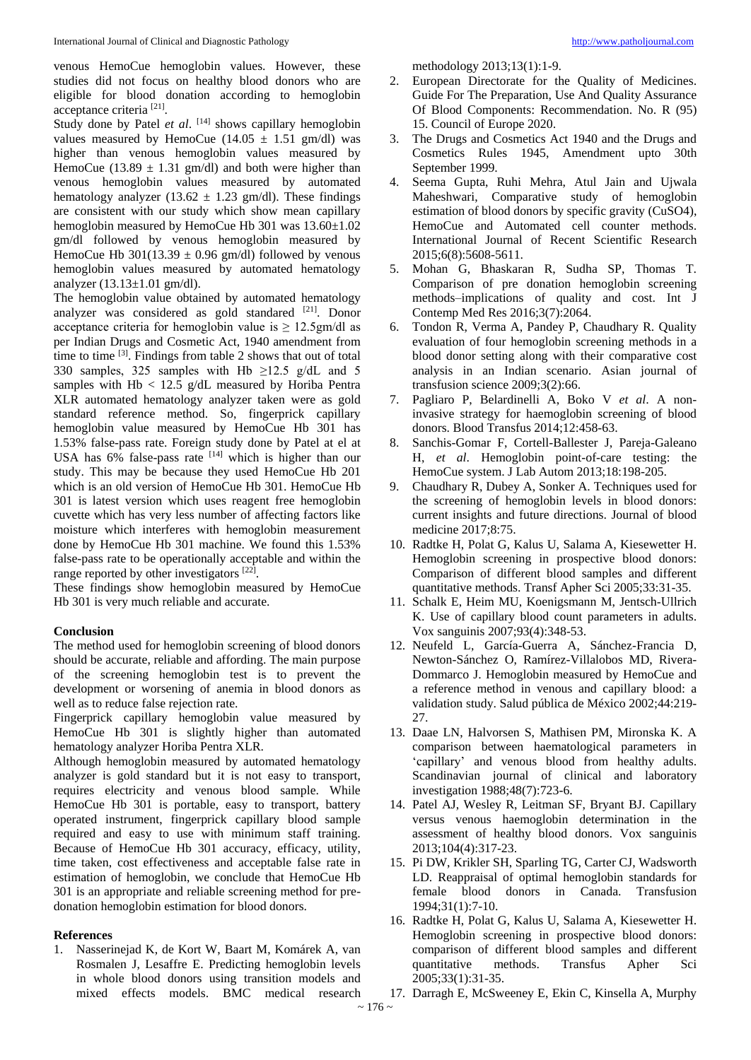venous HemoCue hemoglobin values. However, these studies did not focus on healthy blood donors who are eligible for blood donation according to hemoglobin acceptance criteria [21].

Study done by Patel *et al*. [14] shows capillary hemoglobin values measured by HemoCue (14.05 ± 1.51 gm/dl) was higher than venous hemoglobin values measured by HemoCue (13.89 ± 1.31 gm/dl) and both were higher than venous hemoglobin values measured by automated hematology analyzer (13.62 ± 1.23 gm/dl). These findings are consistent with our study which show mean capillary hemoglobin measured by HemoCue Hb 301 was 13.60±1.02 gm/dl followed by venous hemoglobin measured by HemoCue Hb 301(13.39 ± 0.96 gm/dl) followed by venous hemoglobin values measured by automated hematology analyzer (13.13±1.01 gm/dl).

The hemoglobin value obtained by automated hematology analyzer was considered as gold standared [21]. Donor acceptance criteria for hemoglobin value is ≥ 12.5gm/dl as per Indian Drugs and Cosmetic Act, 1940 amendment from time to time [3]. Findings from table 2 shows that out of total 330 samples, 325 samples with Hb ≥12.5 g/dL and 5 samples with Hb < 12.5 g/dL measured by Horiba Pentra XLR automated hematology analyzer taken were as gold standard reference method. So, fingerprick capillary hemoglobin value measured by HemoCue Hb 301 has 1.53% false-pass rate. Foreign study done by Patel at el at USA has 6% false-pass rate [14] which is higher than our study. This may be because they used HemoCue Hb 201 which is an old version of HemoCue Hb 301. HemoCue Hb 301 is latest version which uses reagent free hemoglobin cuvette which has very less number of affecting factors like moisture which interferes with hemoglobin measurement done by HemoCue Hb 301 machine. We found this 1.53% false-pass rate to be operationally acceptable and within the range reported by other investigators [22].

These findings show hemoglobin measured by HemoCue Hb 301 is very much reliable and accurate.

**Conclusion**

The method used for hemoglobin screening of blood donors should be accurate, reliable and affording. The main purpose of the screening hemoglobin test is to prevent the development or worsening of anemia in blood donors as well as to reduce false rejection rate.

Fingerprick capillary hemoglobin value measured by HemoCue Hb 301 is slightly higher than automated hematology analyzer Horiba Pentra XLR.

Although hemoglobin measured by automated hematology analyzer is gold standard but it is not easy to transport, requires electricity and venous blood sample. While HemoCue Hb 301 is portable, easy to transport, battery operated instrument, fingerprick capillary blood sample required and easy to use with minimum staff training. Because of HemoCue Hb 301 accuracy, efficacy, utility, time taken, cost effectiveness and acceptable false rate in estimation of hemoglobin, we conclude that HemoCue Hb 301 is an appropriate and reliable screening method for pre-donation hemoglobin estimation for blood donors.

**References**

1. Nasserinejad K, de Kort W, Baart M, Komárek A, van Rosmalen J, Lesaffre E. Predicting hemoglobin levels in whole blood donors using transition models and mixed effects models. BMC medical research methodology 2013;13(1):1-9.
2. European Directorate for the Quality of Medicines. Guide For The Preparation, Use And Quality Assurance Of Blood Components: Recommendation. No. R (95) 15. Council of Europe 2020.
3. The Drugs and Cosmetics Act 1940 and the Drugs and Cosmetics Rules 1945, Amendment upto 30th September 1999.
4. Seema Gupta, Ruhi Mehra, Atul Jain and Ujwala Maheshwari, Comparative study of hemoglobin estimation of blood donors by specific gravity (CuSO4), HemoCue and Automated cell counter methods. International Journal of Recent Scientific Research 2015;6(8):5608-5611.
5. Mohan G, Bhaskaran R, Sudha SP, Thomas T. Comparison of pre donation hemoglobin screening methods–implications of quality and cost. Int J Contemp Med Res 2016;3(7):2064.
6. Tondon R, Verma A, Pandey P, Chaudhary R. Quality evaluation of four hemoglobin screening methods in a blood donor setting along with their comparative cost analysis in an Indian scenario. Asian journal of transfusion science 2009;3(2):66.
7. Pagliaro P, Belardinelli A, Boko V *et al*. A non-invasive strategy for haemoglobin screening of blood donors. Blood Transfus 2014;12:458-63.
8. Sanchis-Gomar F, Cortell-Ballester J, Pareja-Galeano H, *et al*. Hemoglobin point-of-care testing: the HemoCue system. J Lab Autom 2013;18:198-205.
9. Chaudhary R, Dubey A, Sonker A. Techniques used for the screening of hemoglobin levels in blood donors: current insights and future directions. Journal of blood medicine 2017;8:75.
10. Radtke H, Polat G, Kalus U, Salama A, Kiesewetter H. Hemoglobin screening in prospective blood donors: Comparison of different blood samples and different quantitative methods. Transf Apher Sci 2005;33:31-35.
11. Schalk E, Heim MU, Koenigsmann M, Jentsch-Ullrich K. Use of capillary blood count parameters in adults. Vox sanguinis 2007;93(4):348-53.
12. Neufeld L, García-Guerra A, Sánchez-Francia D, Newton-Sánchez O, Ramírez-Villalobos MD, Rivera-Dommarco J. Hemoglobin measured by HemoCue and a reference method in venous and capillary blood: a validation study. Salud pública de México 2002;44:219-27.
13. Daae LN, Halvorsen S, Mathisen PM, Mironska K. A comparison between haematological parameters in 'capillary' and venous blood from healthy adults. Scandinavian journal of clinical and laboratory investigation 1988;48(7):723-6.
14. Patel AJ, Wesley R, Leitman SF, Bryant BJ. Capillary versus venous haemoglobin determination in the assessment of healthy blood donors. Vox sanguinis 2013;104(4):317-23.
15. Pi DW, Krikler SH, Sparling TG, Carter CJ, Wadsworth LD. Reappraisal of optimal hemoglobin standards for female blood donors in Canada. Transfusion 1994;31(1):7-10.
16. Radtke H, Polat G, Kalus U, Salama A, Kiesewetter H. Hemoglobin screening in prospective blood donors: comparison of different blood samples and different quantitative methods. Transfus Apher Sci 2005;33(1):31-35.
17. Darragh E, McSweeney E, Ekin C, Kinsella A, Murphy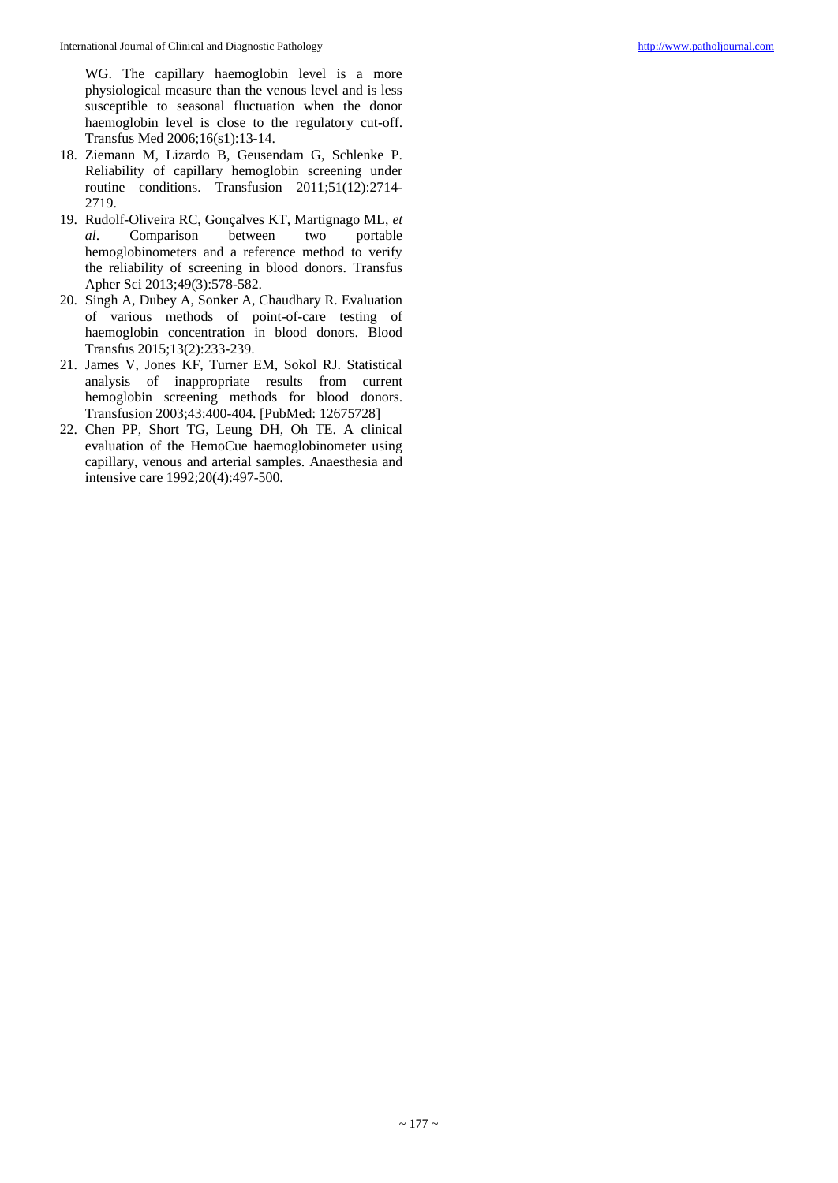WG. The capillary haemoglobin level is a more physiological measure than the venous level and is less susceptible to seasonal fluctuation when the donor haemoglobin level is close to the regulatory cut-off. Transfus Med 2006;16(s1):13-14.

18. Ziemann M, Lizardo B, Geusendam G, Schlenke P. Reliability of capillary hemoglobin screening under routine conditions. Transfusion 2011;51(12):2714-2719.
19. Rudolf-Oliveira RC, Gonçalves KT, Martignago ML, *et al*. Comparison between two portable hemoglobinometers and a reference method to verify the reliability of screening in blood donors. Transfus Apher Sci 2013;49(3):578-582.
20. Singh A, Dubey A, Sonker A, Chaudhary R. Evaluation of various methods of point-of-care testing of haemoglobin concentration in blood donors. Blood Transfus 2015;13(2):233-239.
21. James V, Jones KF, Turner EM, Sokol RJ. Statistical analysis of inappropriate results from current hemoglobin screening methods for blood donors. Transfusion 2003;43:400-404. [PubMed: 12675728]
22. Chen PP, Short TG, Leung DH, Oh TE. A clinical evaluation of the HemoCue haemoglobinometer using capillary, venous and arterial samples. Anaesthesia and intensive care 1992;20(4):497-500.